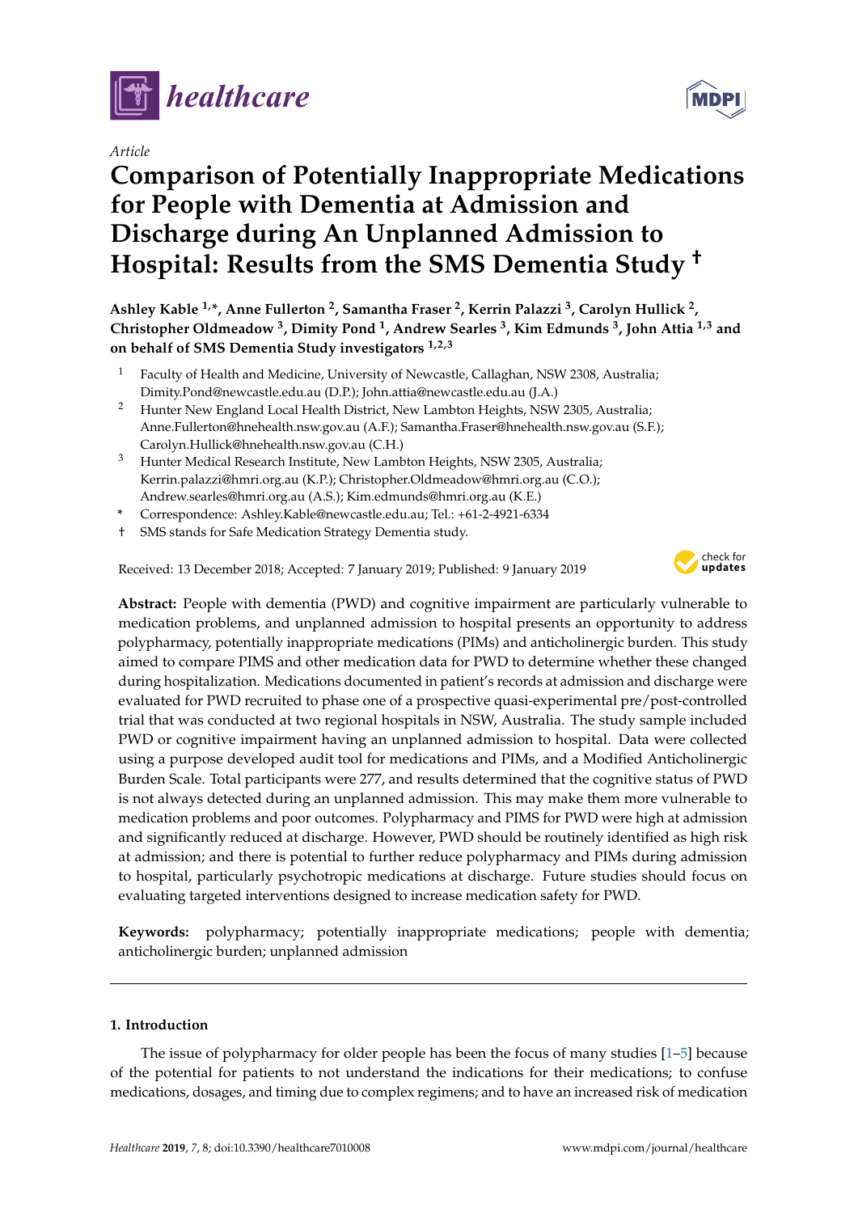*healthcare*

*Article*

# Comparison of Potentially Inappropriate Medications for People with Dementia at Admission and Discharge during An Unplanned Admission to Hospital: Results from the SMS Dementia Study †

**Ashley Kable [1,*], Anne Fullerton [2], Samantha Fraser [2], Kerrin Palazzi [3], Carolyn Hullick [2], Christopher Oldmeadow [3], Dimity Pond [1], Andrew Searles [3], Kim Edmunds [3], John Attia [1,3] and on behalf of SMS Dementia Study investigators [1,2,3]**

1. Faculty of Health and Medicine, University of Newcastle, Callaghan, NSW 2308, Australia; Dimity.Pond@newcastle.edu.au (D.P.); John.attia@newcastle.edu.au (J.A.)
2. Hunter New England Local Health District, New Lambton Heights, NSW 2305, Australia; Anne.Fullerton@hnehealth.nsw.gov.au (A.F.); Samantha.Fraser@hnehealth.nsw.gov.au (S.F.); Carolyn.Hullick@hnehealth.nsw.gov.au (C.H.)
3. Hunter Medical Research Institute, New Lambton Heights, NSW 2305, Australia; Kerrin.palazzi@hmri.org.au (K.P.); Christopher.Oldmeadow@hmri.org.au (C.O.); Andrew.searles@hmri.org.au (A.S.); Kim.edmunds@hmri.org.au (K.E.)

\* Correspondence: Ashley.Kable@newcastle.edu.au; Tel.: +61-2-4921-6334

† SMS stands for Safe Medication Strategy Dementia study.

Received: 13 December 2018; Accepted: 7 January 2019; Published: 9 January 2019

**Abstract:** People with dementia (PWD) and cognitive impairment are particularly vulnerable to medication problems, and unplanned admission to hospital presents an opportunity to address polypharmacy, potentially inappropriate medications (PIMs) and anticholinergic burden. This study aimed to compare PIMS and other medication data for PWD to determine whether these changed during hospitalization. Medications documented in patient's records at admission and discharge were evaluated for PWD recruited to phase one of a prospective quasi-experimental pre/post-controlled trial that was conducted at two regional hospitals in NSW, Australia. The study sample included PWD or cognitive impairment having an unplanned admission to hospital. Data were collected using a purpose developed audit tool for medications and PIMs, and a Modified Anticholinergic Burden Scale. Total participants were 277, and results determined that the cognitive status of PWD is not always detected during an unplanned admission. This may make them more vulnerable to medication problems and poor outcomes. Polypharmacy and PIMS for PWD were high at admission and significantly reduced at discharge. However, PWD should be routinely identified as high risk at admission; and there is potential to further reduce polypharmacy and PIMs during admission to hospital, particularly psychotropic medications at discharge. Future studies should focus on evaluating targeted interventions designed to increase medication safety for PWD.

**Keywords:** polypharmacy; potentially inappropriate medications; people with dementia; anticholinergic burden; unplanned admission

## 1. Introduction

The issue of polypharmacy for older people has been the focus of many studies [1–5] because of the potential for patients to not understand the indications for their medications; to confuse medications, dosages, and timing due to complex regimens; and to have an increased risk of medication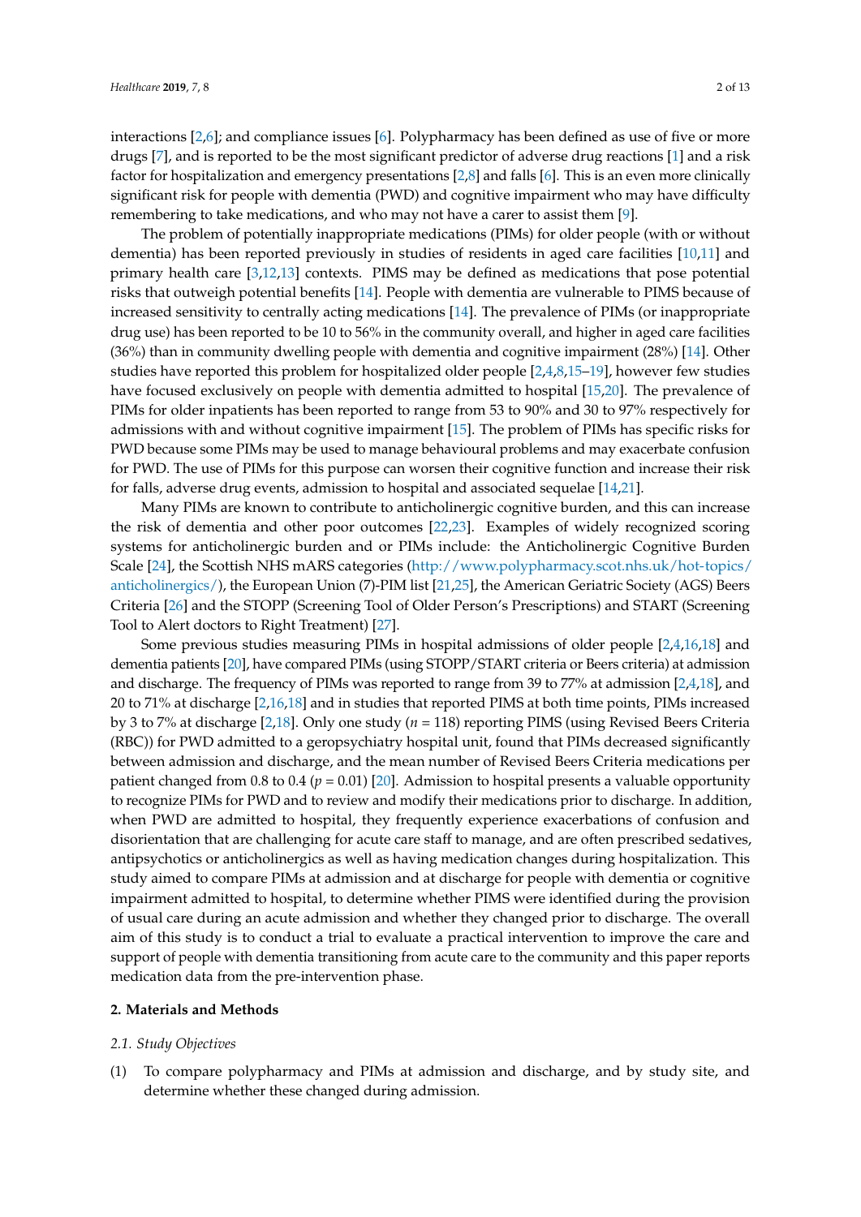interactions [2,6]; and compliance issues [6]. Polypharmacy has been defined as use of five or more drugs [7], and is reported to be the most significant predictor of adverse drug reactions [1] and a risk factor for hospitalization and emergency presentations [2,8] and falls [6]. This is an even more clinically significant risk for people with dementia (PWD) and cognitive impairment who may have difficulty remembering to take medications, and who may not have a carer to assist them [9].

The problem of potentially inappropriate medications (PIMs) for older people (with or without dementia) has been reported previously in studies of residents in aged care facilities [10,11] and primary health care [3,12,13] contexts. PIMS may be defined as medications that pose potential risks that outweigh potential benefits [14]. People with dementia are vulnerable to PIMS because of increased sensitivity to centrally acting medications [14]. The prevalence of PIMs (or inappropriate drug use) has been reported to be 10 to 56% in the community overall, and higher in aged care facilities (36%) than in community dwelling people with dementia and cognitive impairment (28%) [14]. Other studies have reported this problem for hospitalized older people [2,4,8,15–19], however few studies have focused exclusively on people with dementia admitted to hospital [15,20]. The prevalence of PIMs for older inpatients has been reported to range from 53 to 90% and 30 to 97% respectively for admissions with and without cognitive impairment [15]. The problem of PIMs has specific risks for PWD because some PIMs may be used to manage behavioural problems and may exacerbate confusion for PWD. The use of PIMs for this purpose can worsen their cognitive function and increase their risk for falls, adverse drug events, admission to hospital and associated sequelae [14,21].

Many PIMs are known to contribute to anticholinergic cognitive burden, and this can increase the risk of dementia and other poor outcomes [22,23]. Examples of widely recognized scoring systems for anticholinergic burden and or PIMs include: the Anticholinergic Cognitive Burden Scale [24], the Scottish NHS mARS categories (http://www.polypharmacy.scot.nhs.uk/hot-topics/anticholinergics/), the European Union (7)-PIM list [21,25], the American Geriatric Society (AGS) Beers Criteria [26] and the STOPP (Screening Tool of Older Person's Prescriptions) and START (Screening Tool to Alert doctors to Right Treatment) [27].

Some previous studies measuring PIMs in hospital admissions of older people [2,4,16,18] and dementia patients [20], have compared PIMs (using STOPP/START criteria or Beers criteria) at admission and discharge. The frequency of PIMs was reported to range from 39 to 77% at admission [2,4,18], and 20 to 71% at discharge [2,16,18] and in studies that reported PIMS at both time points, PIMs increased by 3 to 7% at discharge [2,18]. Only one study ($n = 118$) reporting PIMS (using Revised Beers Criteria (RBC)) for PWD admitted to a geropsychiatry hospital unit, found that PIMs decreased significantly between admission and discharge, and the mean number of Revised Beers Criteria medications per patient changed from 0.8 to 0.4 ($p = 0.01$) [20]. Admission to hospital presents a valuable opportunity to recognize PIMs for PWD and to review and modify their medications prior to discharge. In addition, when PWD are admitted to hospital, they frequently experience exacerbations of confusion and disorientation that are challenging for acute care staff to manage, and are often prescribed sedatives, antipsychotics or anticholinergics as well as having medication changes during hospitalization. This study aimed to compare PIMs at admission and at discharge for people with dementia or cognitive impairment admitted to hospital, to determine whether PIMS were identified during the provision of usual care during an acute admission and whether they changed prior to discharge. The overall aim of this study is to conduct a trial to evaluate a practical intervention to improve the care and support of people with dementia transitioning from acute care to the community and this paper reports medication data from the pre-intervention phase.

## 2. Materials and Methods

### 2.1. Study Objectives

(1) To compare polypharmacy and PIMs at admission and discharge, and by study site, and determine whether these changed during admission.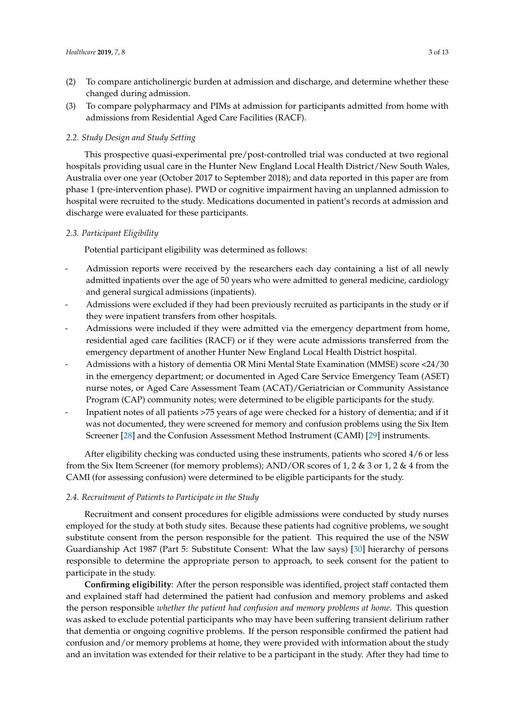(2) To compare anticholinergic burden at admission and discharge, and determine whether these changed during admission.

(3) To compare polypharmacy and PIMs at admission for participants admitted from home with admissions from Residential Aged Care Facilities (RACF).

### *2.2. Study Design and Study Setting*

This prospective quasi-experimental pre/post-controlled trial was conducted at two regional hospitals providing usual care in the Hunter New England Local Health District/New South Wales, Australia over one year (October 2017 to September 2018); and data reported in this paper are from phase 1 (pre-intervention phase). PWD or cognitive impairment having an unplanned admission to hospital were recruited to the study. Medications documented in patient's records at admission and discharge were evaluated for these participants.

### *2.3. Participant Eligibility*

Potential participant eligibility was determined as follows:

- Admission reports were received by the researchers each day containing a list of all newly admitted inpatients over the age of 50 years who were admitted to general medicine, cardiology and general surgical admissions (inpatients).
- Admissions were excluded if they had been previously recruited as participants in the study or if they were inpatient transfers from other hospitals.
- Admissions were included if they were admitted via the emergency department from home, residential aged care facilities (RACF) or if they were acute admissions transferred from the emergency department of another Hunter New England Local Health District hospital.
- Admissions with a history of dementia OR Mini Mental State Examination (MMSE) score <24/30 in the emergency department; or documented in Aged Care Service Emergency Team (ASET) nurse notes, or Aged Care Assessment Team (ACAT)/Geriatrician or Community Assistance Program (CAP) community notes; were determined to be eligible participants for the study.
- Inpatient notes of all patients >75 years of age were checked for a history of dementia; and if it was not documented, they were screened for memory and confusion problems using the Six Item Screener [28] and the Confusion Assessment Method Instrument (CAMI) [29] instruments.

After eligibility checking was conducted using these instruments, patients who scored 4/6 or less from the Six Item Screener (for memory problems); AND/OR scores of 1, 2 & 3 or 1, 2 & 4 from the CAMI (for assessing confusion) were determined to be eligible participants for the study.

### *2.4. Recruitment of Patients to Participate in the Study*

Recruitment and consent procedures for eligible admissions were conducted by study nurses employed for the study at both study sites. Because these patients had cognitive problems, we sought substitute consent from the person responsible for the patient. This required the use of the NSW Guardianship Act 1987 (Part 5: Substitute Consent: What the law says) [30] hierarchy of persons responsible to determine the appropriate person to approach, to seek consent for the patient to participate in the study.

**Confirming eligibility**: After the person responsible was identified, project staff contacted them and explained staff had determined the patient had confusion and memory problems and asked the person responsible *whether the patient had confusion and memory problems at home*. This question was asked to exclude potential participants who may have been suffering transient delirium rather that dementia or ongoing cognitive problems. If the person responsible confirmed the patient had confusion and/or memory problems at home, they were provided with information about the study and an invitation was extended for their relative to be a participant in the study. After they had time to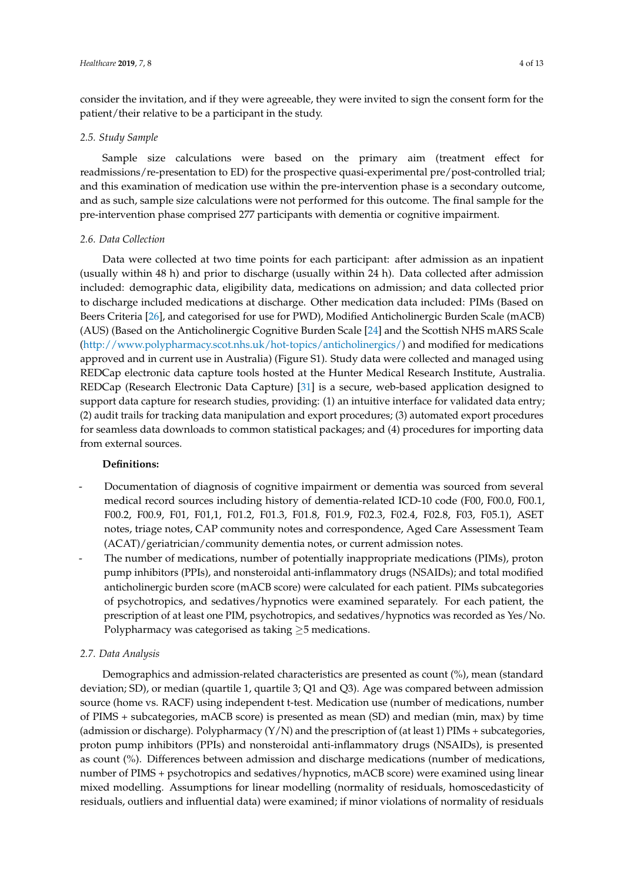consider the invitation, and if they were agreeable, they were invited to sign the consent form for the patient/their relative to be a participant in the study.

### 2.5. Study Sample

Sample size calculations were based on the primary aim (treatment effect for readmissions/re-presentation to ED) for the prospective quasi-experimental pre/post-controlled trial; and this examination of medication use within the pre-intervention phase is a secondary outcome, and as such, sample size calculations were not performed for this outcome. The final sample for the pre-intervention phase comprised 277 participants with dementia or cognitive impairment.

### 2.6. Data Collection

Data were collected at two time points for each participant: after admission as an inpatient (usually within 48 h) and prior to discharge (usually within 24 h). Data collected after admission included: demographic data, eligibility data, medications on admission; and data collected prior to discharge included medications at discharge. Other medication data included: PIMs (Based on Beers Criteria [26], and categorised for use for PWD), Modified Anticholinergic Burden Scale (mACB) (AUS) (Based on the Anticholinergic Cognitive Burden Scale [24] and the Scottish NHS mARS Scale (http://www.polypharmacy.scot.nhs.uk/hot-topics/anticholinergics/) and modified for medications approved and in current use in Australia) (Figure S1). Study data were collected and managed using REDCap electronic data capture tools hosted at the Hunter Medical Research Institute, Australia. REDCap (Research Electronic Data Capture) [31] is a secure, web-based application designed to support data capture for research studies, providing: (1) an intuitive interface for validated data entry; (2) audit trails for tracking data manipulation and export procedures; (3) automated export procedures for seamless data downloads to common statistical packages; and (4) procedures for importing data from external sources.

**Definitions:**

- Documentation of diagnosis of cognitive impairment or dementia was sourced from several medical record sources including history of dementia-related ICD-10 code (F00, F00.0, F00.1, F00.2, F00.9, F01, F01,1, F01.2, F01.3, F01.8, F01.9, F02.3, F02.4, F02.8, F03, F05.1), ASET notes, triage notes, CAP community notes and correspondence, Aged Care Assessment Team (ACAT)/geriatrician/community dementia notes, or current admission notes.
- The number of medications, number of potentially inappropriate medications (PIMs), proton pump inhibitors (PPIs), and nonsteroidal anti-inflammatory drugs (NSAIDs); and total modified anticholinergic burden score (mACB score) were calculated for each patient. PIMs subcategories of psychotropics, and sedatives/hypnotics were examined separately. For each patient, the prescription of at least one PIM, psychotropics, and sedatives/hypnotics was recorded as Yes/No. Polypharmacy was categorised as taking $\geq$5 medications.

### 2.7. Data Analysis

Demographics and admission-related characteristics are presented as count (%), mean (standard deviation; SD), or median (quartile 1, quartile 3; Q1 and Q3). Age was compared between admission source (home vs. RACF) using independent t-test. Medication use (number of medications, number of PIMS + subcategories, mACB score) is presented as mean (SD) and median (min, max) by time (admission or discharge). Polypharmacy (Y/N) and the prescription of (at least 1) PIMs + subcategories, proton pump inhibitors (PPIs) and nonsteroidal anti-inflammatory drugs (NSAIDs), is presented as count (%). Differences between admission and discharge medications (number of medications, number of PIMS + psychotropics and sedatives/hypnotics, mACB score) were examined using linear mixed modelling. Assumptions for linear modelling (normality of residuals, homoscedasticity of residuals, outliers and influential data) were examined; if minor violations of normality of residuals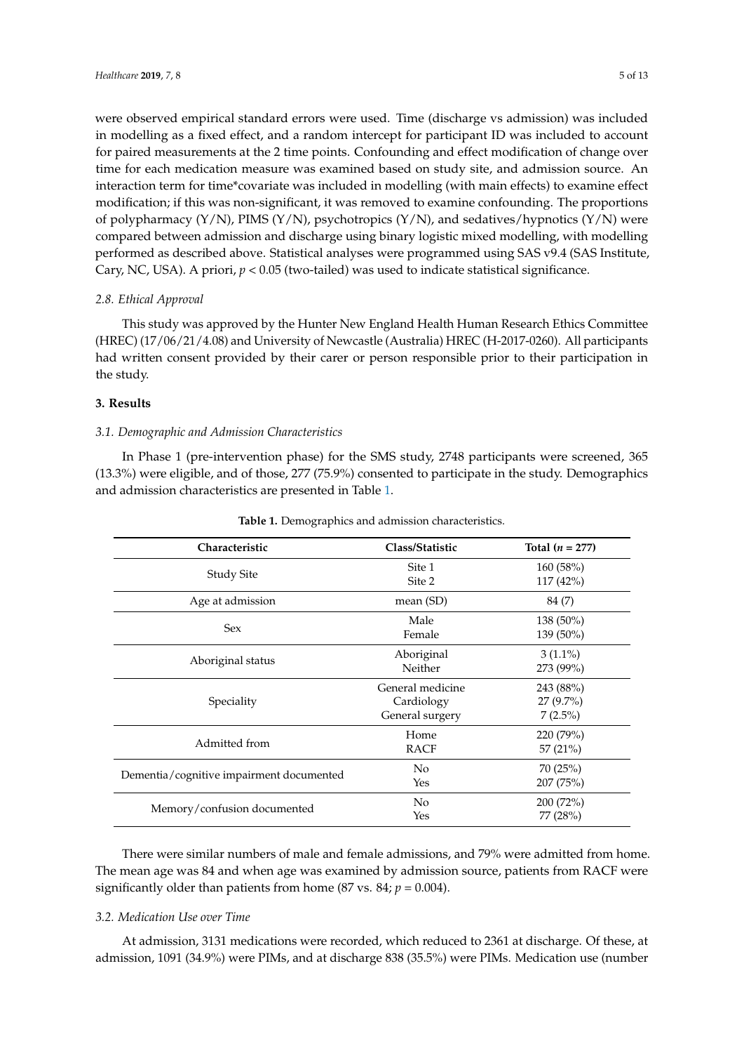were observed empirical standard errors were used. Time (discharge vs admission) was included in modelling as a fixed effect, and a random intercept for participant ID was included to account for paired measurements at the 2 time points. Confounding and effect modification of change over time for each medication measure was examined based on study site, and admission source. An interaction term for time*covariate was included in modelling (with main effects) to examine effect modification; if this was non-significant, it was removed to examine confounding. The proportions of polypharmacy (Y/N), PIMS (Y/N), psychotropics (Y/N), and sedatives/hypnotics (Y/N) were compared between admission and discharge using binary logistic mixed modelling, with modelling performed as described above. Statistical analyses were programmed using SAS v9.4 (SAS Institute, Cary, NC, USA). A priori, $p < 0.05$ (two-tailed) was used to indicate statistical significance.

### 2.8. Ethical Approval

This study was approved by the Hunter New England Health Human Research Ethics Committee (HREC) (17/06/21/4.08) and University of Newcastle (Australia) HREC (H-2017-0260). All participants had written consent provided by their carer or person responsible prior to their participation in the study.

## 3. Results

### 3.1. Demographic and Admission Characteristics

In Phase 1 (pre-intervention phase) for the SMS study, 2748 participants were screened, 365 (13.3%) were eligible, and of those, 277 (75.9%) consented to participate in the study. Demographics and admission characteristics are presented in Table 1.

**Table 1.** Demographics and admission characteristics.

| Characteristic | Class/Statistic | Total ($n$ = 277) |
|---|---|---|
| Study Site | Site 1 | 160 (58%) |
| | Site 2 | 117 (42%) |
| Age at admission | mean (SD) | 84 (7) |
| Sex | Male | 138 (50%) |
| | Female | 139 (50%) |
| Aboriginal status | Aboriginal | 3 (1.1%) |
| | Neither | 273 (99%) |
| Speciality | General medicine | 243 (88%) |
| | Cardiology | 27 (9.7%) |
| | General surgery | 7 (2.5%) |
| Admitted from | Home | 220 (79%) |
| | RACF | 57 (21%) |
| Dementia/cognitive impairment documented | No | 70 (25%) |
| | Yes | 207 (75%) |
| Memory/confusion documented | No | 200 (72%) |
| | Yes | 77 (28%) |

There were similar numbers of male and female admissions, and 79% were admitted from home. The mean age was 84 and when age was examined by admission source, patients from RACF were significantly older than patients from home (87 vs. 84; $p = 0.004$).

### 3.2. Medication Use over Time

At admission, 3131 medications were recorded, which reduced to 2361 at discharge. Of these, at admission, 1091 (34.9%) were PIMs, and at discharge 838 (35.5%) were PIMs. Medication use (number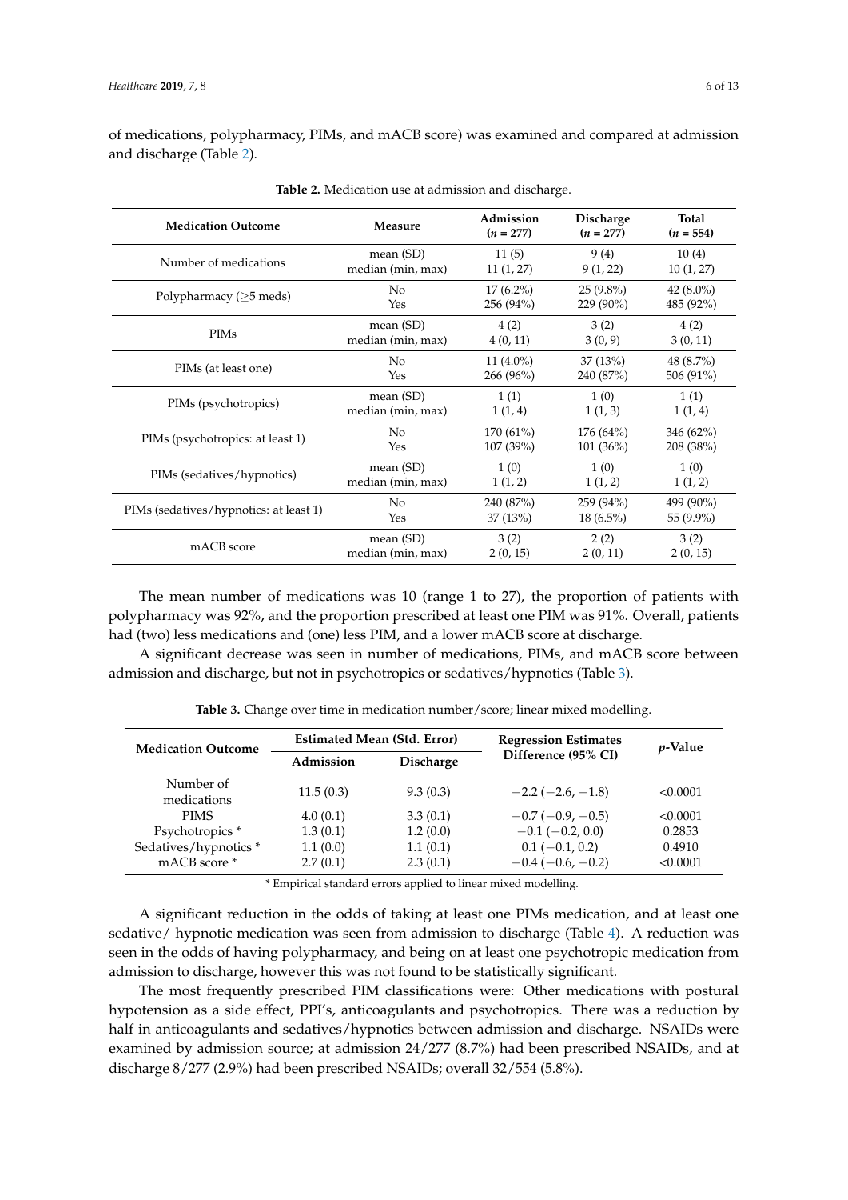of medications, polypharmacy, PIMs, and mACB score) was examined and compared at admission and discharge (Table 2).

**Table 2.** Medication use at admission and discharge.

| Medication Outcome | Measure | Admission ($n$ = 277) | Discharge ($n$ = 277) | Total ($n$ = 554) |
|---|---|---|---|---|
| Number of medications | mean (SD) | 11 (5) | 9 (4) | 10 (4) |
| | median (min, max) | 11 (1, 27) | 9 (1, 22) | 10 (1, 27) |
| Polypharmacy (≥5 meds) | No | 17 (6.2%) | 25 (9.8%) | 42 (8.0%) |
| | Yes | 256 (94%) | 229 (90%) | 485 (92%) |
| PIMs | mean (SD) | 4 (2) | 3 (2) | 4 (2) |
| | median (min, max) | 4 (0, 11) | 3 (0, 9) | 3 (0, 11) |
| PIMs (at least one) | No | 11 (4.0%) | 37 (13%) | 48 (8.7%) |
| | Yes | 266 (96%) | 240 (87%) | 506 (91%) |
| PIMs (psychotropics) | mean (SD) | 1 (1) | 1 (0) | 1 (1) |
| | median (min, max) | 1 (1, 4) | 1 (1, 3) | 1 (1, 4) |
| PIMs (psychotropics: at least 1) | No | 170 (61%) | 176 (64%) | 346 (62%) |
| | Yes | 107 (39%) | 101 (36%) | 208 (38%) |
| PIMs (sedatives/hypnotics) | mean (SD) | 1 (0) | 1 (0) | 1 (0) |
| | median (min, max) | 1 (1, 2) | 1 (1, 2) | 1 (1, 2) |
| PIMs (sedatives/hypnotics: at least 1) | No | 240 (87%) | 259 (94%) | 499 (90%) |
| | Yes | 37 (13%) | 18 (6.5%) | 55 (9.9%) |
| mACB score | mean (SD) | 3 (2) | 2 (2) | 3 (2) |
| | median (min, max) | 2 (0, 15) | 2 (0, 11) | 2 (0, 15) |

The mean number of medications was 10 (range 1 to 27), the proportion of patients with polypharmacy was 92%, and the proportion prescribed at least one PIM was 91%. Overall, patients had (two) less medications and (one) less PIM, and a lower mACB score at discharge.

A significant decrease was seen in number of medications, PIMs, and mACB score between admission and discharge, but not in psychotropics or sedatives/hypnotics (Table 3).

**Table 3.** Change over time in medication number/score; linear mixed modelling.

| Medication Outcome | Estimated Mean (Std. Error) | | Regression Estimates Difference (95% CI) | $p$-Value |
|---|---|---|---|---|
| | Admission | Discharge | | |
| Number of medications | 11.5 (0.3) | 9.3 (0.3) | −2.2 (−2.6, −1.8) | <0.0001 |
| PIMS | 4.0 (0.1) | 3.3 (0.1) | −0.7 (−0.9, −0.5) | <0.0001 |
| Psychotropics * | 1.3 (0.1) | 1.2 (0.0) | −0.1 (−0.2, 0.0) | 0.2853 |
| Sedatives/hypnotics * | 1.1 (0.0) | 1.1 (0.1) | 0.1 (−0.1, 0.2) | 0.4910 |
| mACB score * | 2.7 (0.1) | 2.3 (0.1) | −0.4 (−0.6, −0.2) | <0.0001 |

\* Empirical standard errors applied to linear mixed modelling.

A significant reduction in the odds of taking at least one PIMs medication, and at least one sedative/ hypnotic medication was seen from admission to discharge (Table 4). A reduction was seen in the odds of having polypharmacy, and being on at least one psychotropic medication from admission to discharge, however this was not found to be statistically significant.

The most frequently prescribed PIM classifications were: Other medications with postural hypotension as a side effect, PPI's, anticoagulants and psychotropics. There was a reduction by half in anticoagulants and sedatives/hypnotics between admission and discharge. NSAIDs were examined by admission source; at admission 24/277 (8.7%) had been prescribed NSAIDs, and at discharge 8/277 (2.9%) had been prescribed NSAIDs; overall 32/554 (5.8%).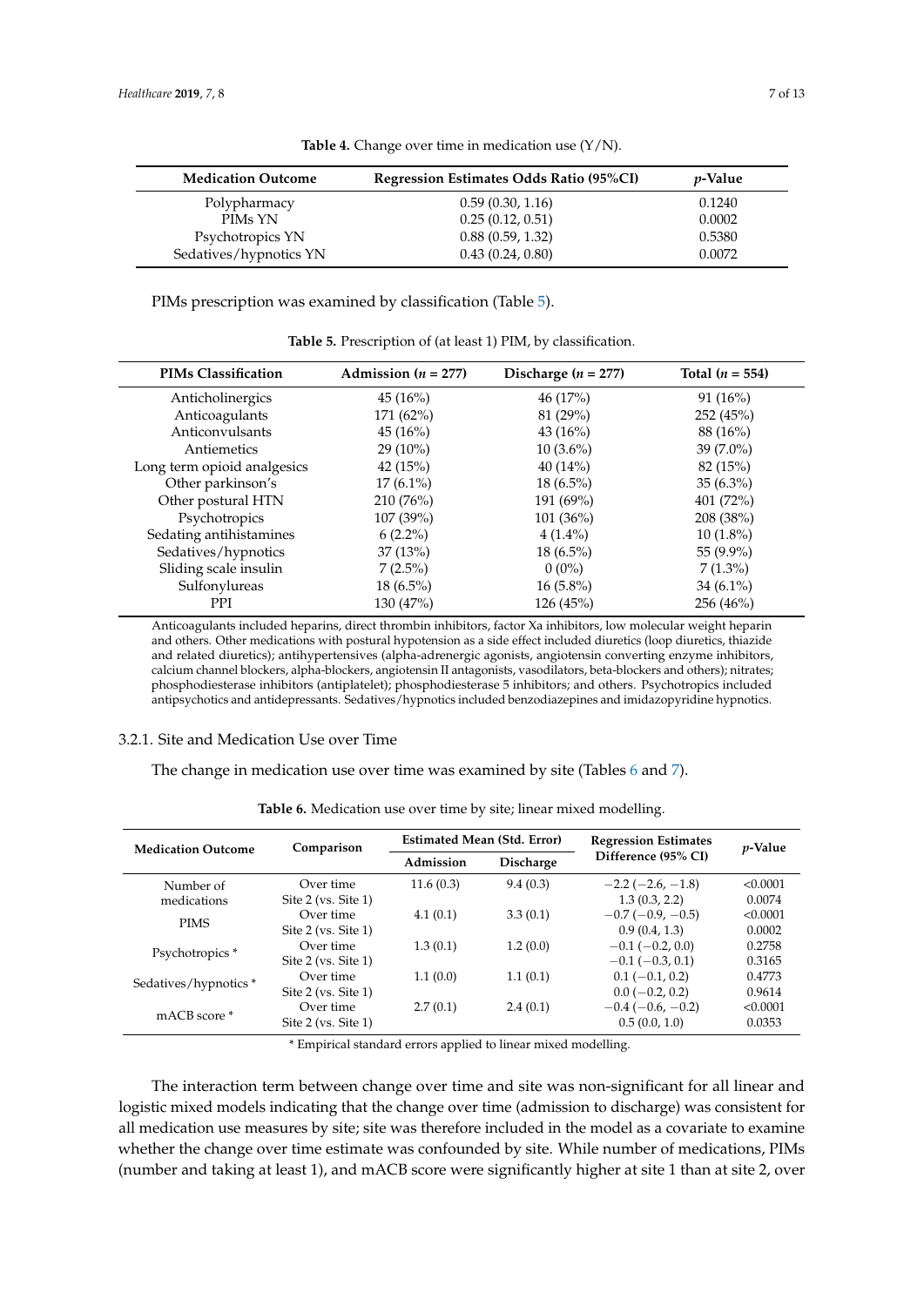**Table 4.** Change over time in medication use (Y/N).

| Medication Outcome | Regression Estimates Odds Ratio (95%CI) | *p*-Value |
|---|---|---|
| Polypharmacy | 0.59 (0.30, 1.16) | 0.1240 |
| PIMs YN | 0.25 (0.12, 0.51) | 0.0002 |
| Psychotropics YN | 0.88 (0.59, 1.32) | 0.5380 |
| Sedatives/hypnotics YN | 0.43 (0.24, 0.80) | 0.0072 |

PIMs prescription was examined by classification (Table 5).

**Table 5.** Prescription of (at least 1) PIM, by classification.

| PIMs Classification | Admission ($n$ = 277) | Discharge ($n$ = 277) | Total ($n$ = 554) |
|---|---|---|---|
| Anticholinergics | 45 (16%) | 46 (17%) | 91 (16%) |
| Anticoagulants | 171 (62%) | 81 (29%) | 252 (45%) |
| Anticonvulsants | 45 (16%) | 43 (16%) | 88 (16%) |
| Antiemetics | 29 (10%) | 10 (3.6%) | 39 (7.0%) |
| Long term opioid analgesics | 42 (15%) | 40 (14%) | 82 (15%) |
| Other parkinson's | 17 (6.1%) | 18 (6.5%) | 35 (6.3%) |
| Other postural HTN | 210 (76%) | 191 (69%) | 401 (72%) |
| Psychotropics | 107 (39%) | 101 (36%) | 208 (38%) |
| Sedating antihistamines | 6 (2.2%) | 4 (1.4%) | 10 (1.8%) |
| Sedatives/hypnotics | 37 (13%) | 18 (6.5%) | 55 (9.9%) |
| Sliding scale insulin | 7 (2.5%) | 0 (0%) | 7 (1.3%) |
| Sulfonylureas | 18 (6.5%) | 16 (5.8%) | 34 (6.1%) |
| PPI | 130 (47%) | 126 (45%) | 256 (46%) |

Anticoagulants included heparins, direct thrombin inhibitors, factor Xa inhibitors, low molecular weight heparin and others. Other medications with postural hypotension as a side effect included diuretics (loop diuretics, thiazide and related diuretics); antihypertensives (alpha-adrenergic agonists, angiotensin converting enzyme inhibitors, calcium channel blockers, alpha-blockers, angiotensin II antagonists, vasodilators, beta-blockers and others); nitrates; phosphodiesterase inhibitors (antiplatelet); phosphodiesterase 5 inhibitors; and others. Psychotropics included antipsychotics and antidepressants. Sedatives/hypnotics included benzodiazepines and imidazopyridine hypnotics.

### 3.2.1. Site and Medication Use over Time

The change in medication use over time was examined by site (Tables 6 and 7).

**Table 6.** Medication use over time by site; linear mixed modelling.

| Medication Outcome | Comparison | Estimated Mean (Std. Error) | | Regression Estimates Difference (95% CI) | *p*-Value |
|---|---|---|---|---|---|
| | | Admission | Discharge | | |
| Number of medications | Over time | 11.6 (0.3) | 9.4 (0.3) | −2.2 (−2.6, −1.8) | <0.0001 |
| | Site 2 (vs. Site 1) | | | 1.3 (0.3, 2.2) | 0.0074 |
| PIMS | Over time | 4.1 (0.1) | 3.3 (0.1) | −0.7 (−0.9, −0.5) | <0.0001 |
| | Site 2 (vs. Site 1) | | | 0.9 (0.4, 1.3) | 0.0002 |
| Psychotropics * | Over time | 1.3 (0.1) | 1.2 (0.0) | −0.1 (−0.2, 0.0) | 0.2758 |
| | Site 2 (vs. Site 1) | | | −0.1 (−0.3, 0.1) | 0.3165 |
| Sedatives/hypnotics * | Over time | 1.1 (0.0) | 1.1 (0.1) | 0.1 (−0.1, 0.2) | 0.4773 |
| | Site 2 (vs. Site 1) | | | 0.0 (−0.2, 0.2) | 0.9614 |
| mACB score * | Over time | 2.7 (0.1) | 2.4 (0.1) | −0.4 (−0.6, −0.2) | <0.0001 |
| | Site 2 (vs. Site 1) | | | 0.5 (0.0, 1.0) | 0.0353 |

* Empirical standard errors applied to linear mixed modelling.

The interaction term between change over time and site was non-significant for all linear and logistic mixed models indicating that the change over time (admission to discharge) was consistent for all medication use measures by site; site was therefore included in the model as a covariate to examine whether the change over time estimate was confounded by site. While number of medications, PIMs (number and taking at least 1), and mACB score were significantly higher at site 1 than at site 2, over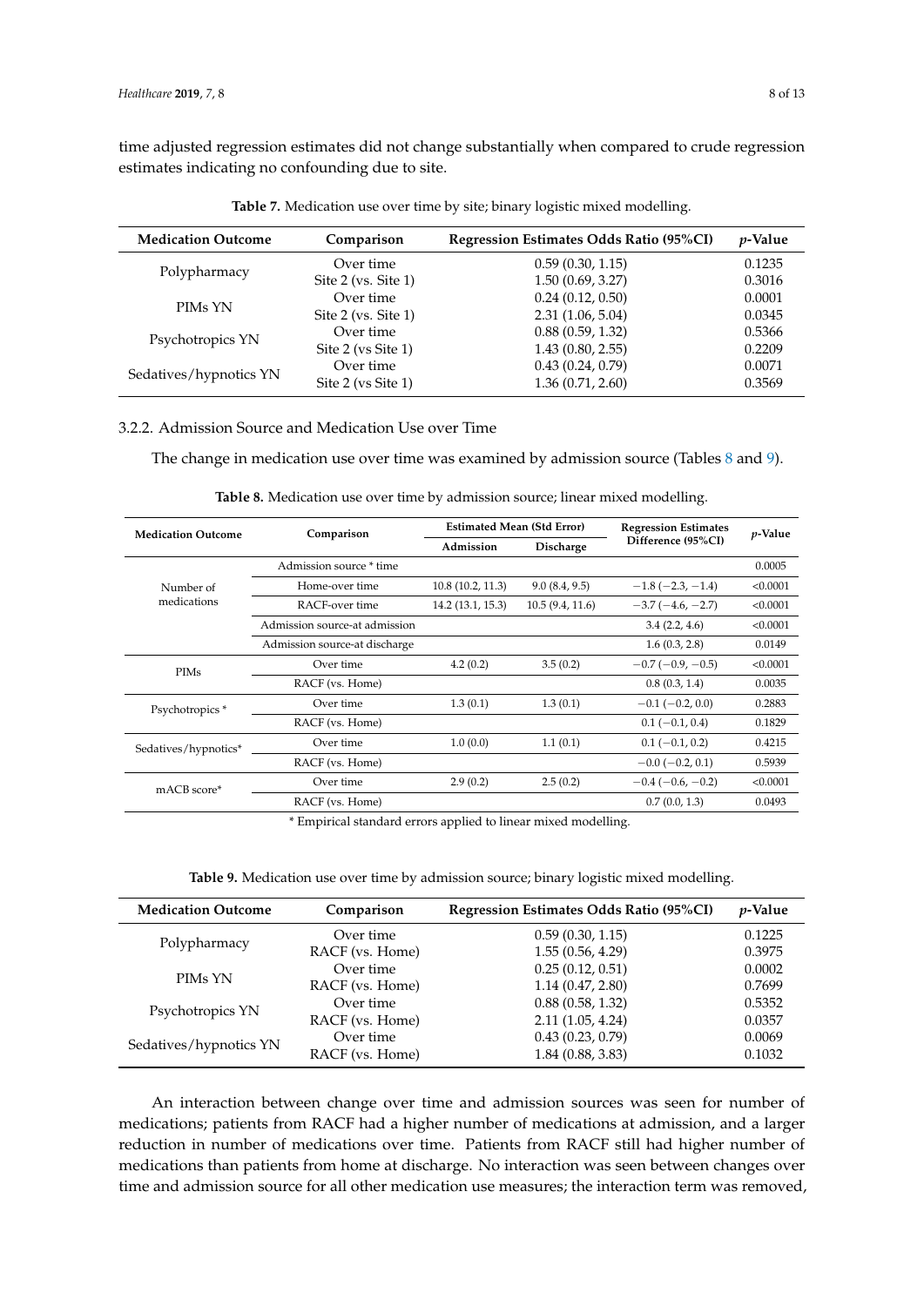time adjusted regression estimates did not change substantially when compared to crude regression estimates indicating no confounding due to site.

**Table 7.** Medication use over time by site; binary logistic mixed modelling.

| Medication Outcome | Comparison | Regression Estimates Odds Ratio (95%CI) | *p*-Value |
|---|---|---|---|
| Polypharmacy | Over time | 0.59 (0.30, 1.15) | 0.1235 |
| | Site 2 (vs. Site 1) | 1.50 (0.69, 3.27) | 0.3016 |
| PIMs YN | Over time | 0.24 (0.12, 0.50) | 0.0001 |
| | Site 2 (vs. Site 1) | 2.31 (1.06, 5.04) | 0.0345 |
| Psychotropics YN | Over time | 0.88 (0.59, 1.32) | 0.5366 |
| | Site 2 (vs Site 1) | 1.43 (0.80, 2.55) | 0.2209 |
| Sedatives/hypnotics YN | Over time | 0.43 (0.24, 0.79) | 0.0071 |
| | Site 2 (vs Site 1) | 1.36 (0.71, 2.60) | 0.3569 |

### 3.2.2. Admission Source and Medication Use over Time

The change in medication use over time was examined by admission source (Tables 8 and 9).

**Table 8.** Medication use over time by admission source; linear mixed modelling.

| Medication Outcome | Comparison | Estimated Mean (Std Error) | | Regression Estimates Difference (95%CI) | *p*-Value |
|---|---|---|---|---|---|
| | | Admission | Discharge | | |
| Number of medications | Admission source * time | | | | 0.0005 |
| | Home-over time | 10.8 (10.2, 11.3) | 9.0 (8.4, 9.5) | −1.8 (−2.3, −1.4) | <0.0001 |
| | RACF-over time | 14.2 (13.1, 15.3) | 10.5 (9.4, 11.6) | −3.7 (−4.6, −2.7) | <0.0001 |
| | Admission source-at admission | | | 3.4 (2.2, 4.6) | <0.0001 |
| | Admission source-at discharge | | | 1.6 (0.3, 2.8) | 0.0149 |
| PIMs | Over time | 4.2 (0.2) | 3.5 (0.2) | −0.7 (−0.9, −0.5) | <0.0001 |
| | RACF (vs. Home) | | | 0.8 (0.3, 1.4) | 0.0035 |
| Psychotropics * | Over time | 1.3 (0.1) | 1.3 (0.1) | −0.1 (−0.2, 0.0) | 0.2883 |
| | RACF (vs. Home) | | | 0.1 (−0.1, 0.4) | 0.1829 |
| Sedatives/hypnotics* | Over time | 1.0 (0.0) | 1.1 (0.1) | 0.1 (−0.1, 0.2) | 0.4215 |
| | RACF (vs. Home) | | | −0.0 (−0.2, 0.1) | 0.5939 |
| mACB score* | Over time | 2.9 (0.2) | 2.5 (0.2) | −0.4 (−0.6, −0.2) | <0.0001 |
| | RACF (vs. Home) | | | 0.7 (0.0, 1.3) | 0.0493 |

\* Empirical standard errors applied to linear mixed modelling.

**Table 9.** Medication use over time by admission source; binary logistic mixed modelling.

| Medication Outcome | Comparison | Regression Estimates Odds Ratio (95%CI) | *p*-Value |
|---|---|---|---|
| Polypharmacy | Over time | 0.59 (0.30, 1.15) | 0.1225 |
| | RACF (vs. Home) | 1.55 (0.56, 4.29) | 0.3975 |
| PIMs YN | Over time | 0.25 (0.12, 0.51) | 0.0002 |
| | RACF (vs. Home) | 1.14 (0.47, 2.80) | 0.7699 |
| Psychotropics YN | Over time | 0.88 (0.58, 1.32) | 0.5352 |
| | RACF (vs. Home) | 2.11 (1.05, 4.24) | 0.0357 |
| Sedatives/hypnotics YN | Over time | 0.43 (0.23, 0.79) | 0.0069 |
| | RACF (vs. Home) | 1.84 (0.88, 3.83) | 0.1032 |

An interaction between change over time and admission sources was seen for number of medications; patients from RACF had a higher number of medications at admission, and a larger reduction in number of medications over time. Patients from RACF still had higher number of medications than patients from home at discharge. No interaction was seen between changes over time and admission source for all other medication use measures; the interaction term was removed,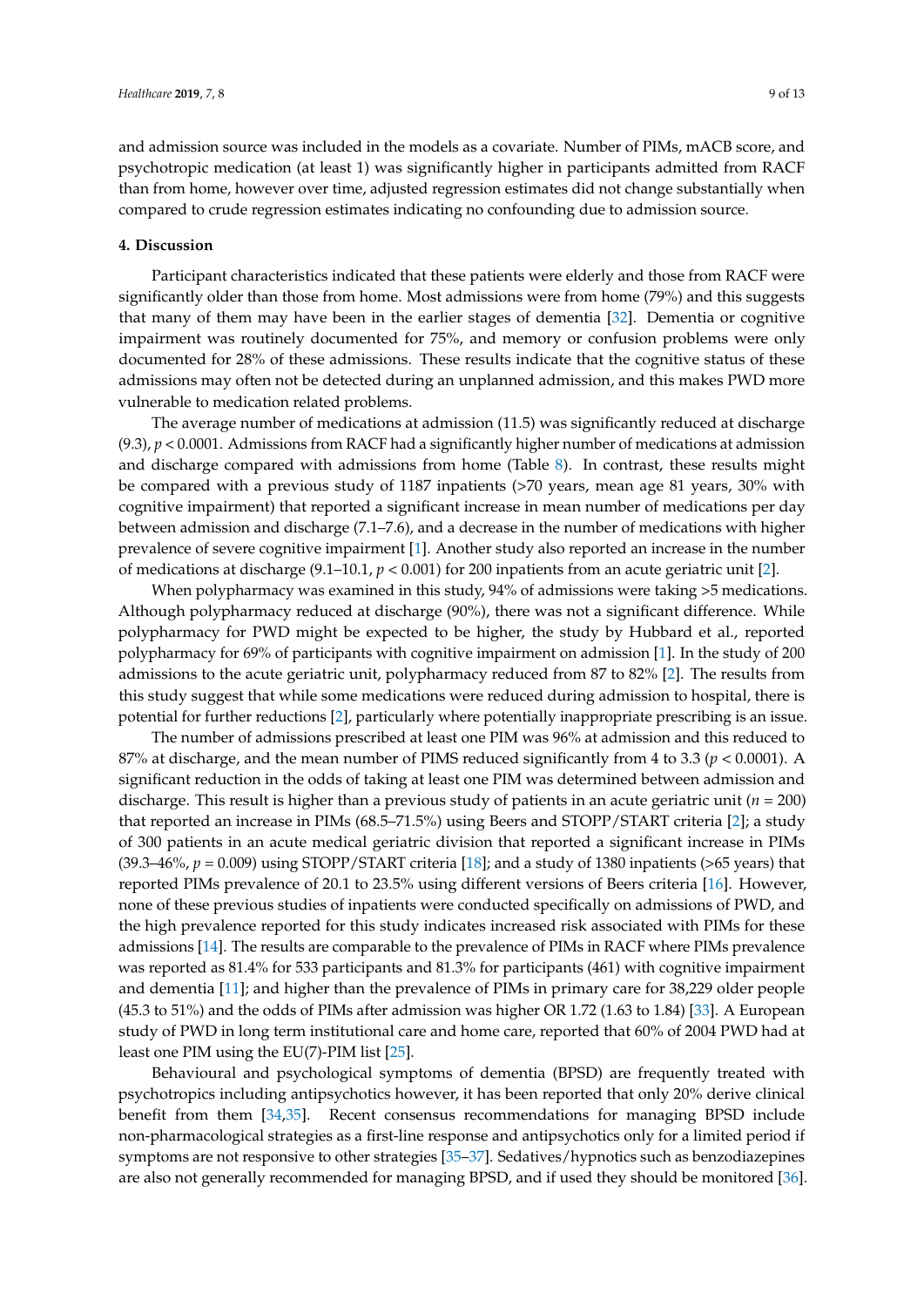and admission source was included in the models as a covariate. Number of PIMs, mACB score, and psychotropic medication (at least 1) was significantly higher in participants admitted from RACF than from home, however over time, adjusted regression estimates did not change substantially when compared to crude regression estimates indicating no confounding due to admission source.

## 4. Discussion

Participant characteristics indicated that these patients were elderly and those from RACF were significantly older than those from home. Most admissions were from home (79%) and this suggests that many of them may have been in the earlier stages of dementia [32]. Dementia or cognitive impairment was routinely documented for 75%, and memory or confusion problems were only documented for 28% of these admissions. These results indicate that the cognitive status of these admissions may often not be detected during an unplanned admission, and this makes PWD more vulnerable to medication related problems.

The average number of medications at admission (11.5) was significantly reduced at discharge (9.3), $p < 0.0001$. Admissions from RACF had a significantly higher number of medications at admission and discharge compared with admissions from home (Table 8). In contrast, these results might be compared with a previous study of 1187 inpatients (>70 years, mean age 81 years, 30% with cognitive impairment) that reported a significant increase in mean number of medications per day between admission and discharge (7.1–7.6), and a decrease in the number of medications with higher prevalence of severe cognitive impairment [1]. Another study also reported an increase in the number of medications at discharge (9.1–10.1, $p < 0.001$) for 200 inpatients from an acute geriatric unit [2].

When polypharmacy was examined in this study, 94% of admissions were taking >5 medications. Although polypharmacy reduced at discharge (90%), there was not a significant difference. While polypharmacy for PWD might be expected to be higher, the study by Hubbard et al., reported polypharmacy for 69% of participants with cognitive impairment on admission [1]. In the study of 200 admissions to the acute geriatric unit, polypharmacy reduced from 87 to 82% [2]. The results from this study suggest that while some medications were reduced during admission to hospital, there is potential for further reductions [2], particularly where potentially inappropriate prescribing is an issue.

The number of admissions prescribed at least one PIM was 96% at admission and this reduced to 87% at discharge, and the mean number of PIMS reduced significantly from 4 to 3.3 ($p < 0.0001$). A significant reduction in the odds of taking at least one PIM was determined between admission and discharge. This result is higher than a previous study of patients in an acute geriatric unit ($n = 200$) that reported an increase in PIMs (68.5–71.5%) using Beers and STOPP/START criteria [2]; a study of 300 patients in an acute medical geriatric division that reported a significant increase in PIMs (39.3–46%, $p = 0.009$) using STOPP/START criteria [18]; and a study of 1380 inpatients (>65 years) that reported PIMs prevalence of 20.1 to 23.5% using different versions of Beers criteria [16]. However, none of these previous studies of inpatients were conducted specifically on admissions of PWD, and the high prevalence reported for this study indicates increased risk associated with PIMs for these admissions [14]. The results are comparable to the prevalence of PIMs in RACF where PIMs prevalence was reported as 81.4% for 533 participants and 81.3% for participants (461) with cognitive impairment and dementia [11]; and higher than the prevalence of PIMs in primary care for 38,229 older people (45.3 to 51%) and the odds of PIMs after admission was higher OR 1.72 (1.63 to 1.84) [33]. A European study of PWD in long term institutional care and home care, reported that 60% of 2004 PWD had at least one PIM using the EU(7)-PIM list [25].

Behavioural and psychological symptoms of dementia (BPSD) are frequently treated with psychotropics including antipsychotics however, it has been reported that only 20% derive clinical benefit from them [34,35]. Recent consensus recommendations for managing BPSD include non-pharmacological strategies as a first-line response and antipsychotics only for a limited period if symptoms are not responsive to other strategies [35–37]. Sedatives/hypnotics such as benzodiazepines are also not generally recommended for managing BPSD, and if used they should be monitored [36].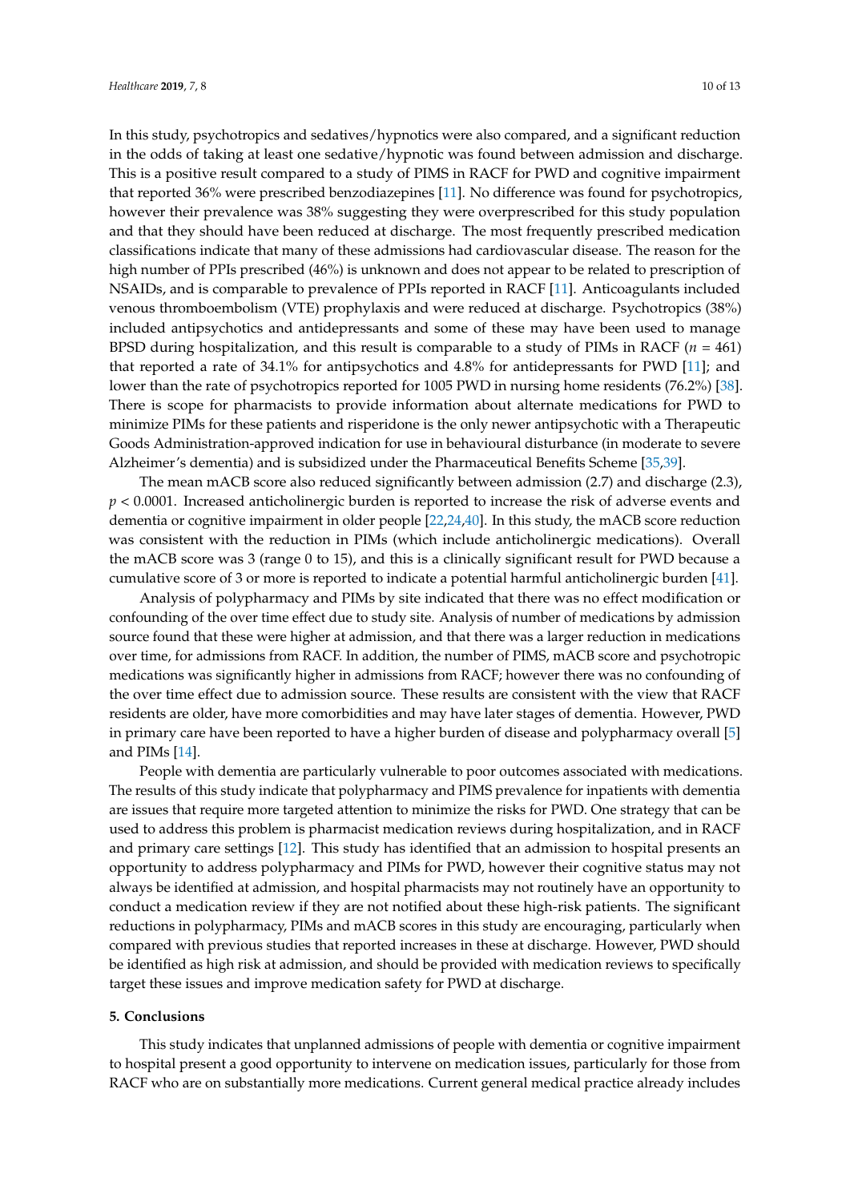In this study, psychotropics and sedatives/hypnotics were also compared, and a significant reduction in the odds of taking at least one sedative/hypnotic was found between admission and discharge. This is a positive result compared to a study of PIMS in RACF for PWD and cognitive impairment that reported 36% were prescribed benzodiazepines [11]. No difference was found for psychotropics, however their prevalence was 38% suggesting they were overprescribed for this study population and that they should have been reduced at discharge. The most frequently prescribed medication classifications indicate that many of these admissions had cardiovascular disease. The reason for the high number of PPIs prescribed (46%) is unknown and does not appear to be related to prescription of NSAIDs, and is comparable to prevalence of PPIs reported in RACF [11]. Anticoagulants included venous thromboembolism (VTE) prophylaxis and were reduced at discharge. Psychotropics (38%) included antipsychotics and antidepressants and some of these may have been used to manage BPSD during hospitalization, and this result is comparable to a study of PIMs in RACF ($n$ = 461) that reported a rate of 34.1% for antipsychotics and 4.8% for antidepressants for PWD [11]; and lower than the rate of psychotropics reported for 1005 PWD in nursing home residents (76.2%) [38]. There is scope for pharmacists to provide information about alternate medications for PWD to minimize PIMs for these patients and risperidone is the only newer antipsychotic with a Therapeutic Goods Administration-approved indication for use in behavioural disturbance (in moderate to severe Alzheimer's dementia) and is subsidized under the Pharmaceutical Benefits Scheme [35,39].

The mean mACB score also reduced significantly between admission (2.7) and discharge (2.3), $p < 0.0001$. Increased anticholinergic burden is reported to increase the risk of adverse events and dementia or cognitive impairment in older people [22,24,40]. In this study, the mACB score reduction was consistent with the reduction in PIMs (which include anticholinergic medications). Overall the mACB score was 3 (range 0 to 15), and this is a clinically significant result for PWD because a cumulative score of 3 or more is reported to indicate a potential harmful anticholinergic burden [41].

Analysis of polypharmacy and PIMs by site indicated that there was no effect modification or confounding of the over time effect due to study site. Analysis of number of medications by admission source found that these were higher at admission, and that there was a larger reduction in medications over time, for admissions from RACF. In addition, the number of PIMS, mACB score and psychotropic medications was significantly higher in admissions from RACF; however there was no confounding of the over time effect due to admission source. These results are consistent with the view that RACF residents are older, have more comorbidities and may have later stages of dementia. However, PWD in primary care have been reported to have a higher burden of disease and polypharmacy overall [5] and PIMs [14].

People with dementia are particularly vulnerable to poor outcomes associated with medications. The results of this study indicate that polypharmacy and PIMS prevalence for inpatients with dementia are issues that require more targeted attention to minimize the risks for PWD. One strategy that can be used to address this problem is pharmacist medication reviews during hospitalization, and in RACF and primary care settings [12]. This study has identified that an admission to hospital presents an opportunity to address polypharmacy and PIMs for PWD, however their cognitive status may not always be identified at admission, and hospital pharmacists may not routinely have an opportunity to conduct a medication review if they are not notified about these high-risk patients. The significant reductions in polypharmacy, PIMs and mACB scores in this study are encouraging, particularly when compared with previous studies that reported increases in these at discharge. However, PWD should be identified as high risk at admission, and should be provided with medication reviews to specifically target these issues and improve medication safety for PWD at discharge.

## 5. Conclusions

This study indicates that unplanned admissions of people with dementia or cognitive impairment to hospital present a good opportunity to intervene on medication issues, particularly for those from RACF who are on substantially more medications. Current general medical practice already includes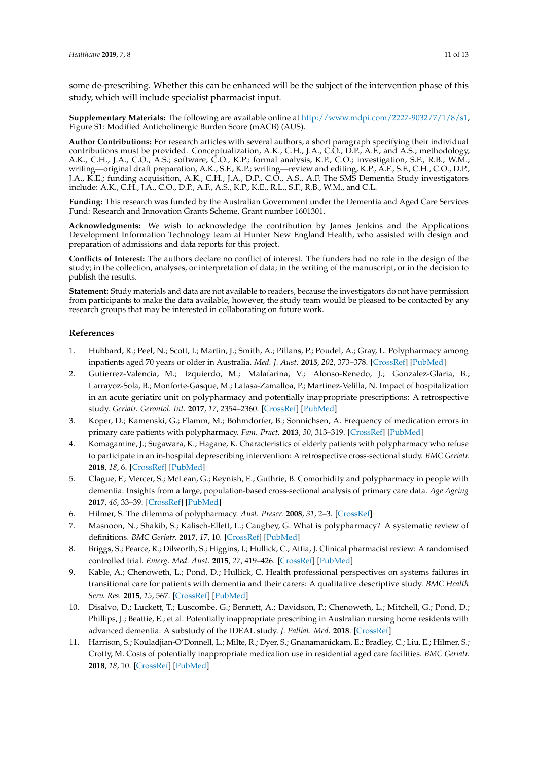some de-prescribing. Whether this can be enhanced will be the subject of the intervention phase of this study, which will include specialist pharmacist input.

**Supplementary Materials:** The following are available online at http://www.mdpi.com/2227-9032/7/1/8/s1, Figure S1: Modified Anticholinergic Burden Score (mACB) (AUS).

**Author Contributions:** For research articles with several authors, a short paragraph specifying their individual contributions must be provided. Conceptualization, A.K., C.H., J.A., C.O., D.P., A.F., and A.S.; methodology, A.K., C.H., J.A., C.O., A.S.; software, C.O., K.P.; formal analysis, K.P., C.O.; investigation, S.F., R.B., W.M.; writing—original draft preparation, A.K., S.F., K.P.; writing—review and editing, K.P., A.F., S.F., C.H., C.O., D.P., J.A., K.E.; funding acquisition, A.K., C.H., J.A., D.P., C.O., A.S., A.F. The SMS Dementia Study investigators include: A.K., C.H., J.A., C.O., D.P., A.F., A.S., K.P., K.E., R.L., S.F., R.B., W.M., and C.L.

**Funding:** This research was funded by the Australian Government under the Dementia and Aged Care Services Fund: Research and Innovation Grants Scheme, Grant number 1601301.

**Acknowledgments:** We wish to acknowledge the contribution by James Jenkins and the Applications Development Information Technology team at Hunter New England Health, who assisted with design and preparation of admissions and data reports for this project.

**Conflicts of Interest:** The authors declare no conflict of interest. The funders had no role in the design of the study; in the collection, analyses, or interpretation of data; in the writing of the manuscript, or in the decision to publish the results.

**Statement:** Study materials and data are not available to readers, because the investigators do not have permission from participants to make the data available, however, the study team would be pleased to be contacted by any research groups that may be interested in collaborating on future work.

## References

1. Hubbard, R.; Peel, N.; Scott, I.; Martin, J.; Smith, A.; Pillans, P.; Poudel, A.; Gray, L. Polypharmacy among inpatients aged 70 years or older in Australia. *Med. J. Aust.* **2015**, *202*, 373–378. [CrossRef] [PubMed]
2. Gutierrez-Valencia, M.; Izquierdo, M.; Malafarina, V.; Alonso-Renedo, J.; Gonzalez-Glaria, B.; Larrayoz-Sola, B.; Monforte-Gasque, M.; Latasa-Zamalloa, P.; Martinez-Velilla, N. Impact of hospitalization in an acute geriatirc unit on polypharmacy and potentially inappropriate prescriptions: A retrospective study. *Geriatr. Gerontol. Int.* **2017**, *17*, 2354–2360. [CrossRef] [PubMed]
3. Koper, D.; Kamenski, G.; Flamm, M.; Bohmdorfer, B.; Sonnichsen, A. Frequency of medication errors in primary care patients with polypharmacy. *Fam. Pract.* **2013**, *30*, 313–319. [CrossRef] [PubMed]
4. Komagamine, J.; Sugawara, K.; Hagane, K. Characteristics of elderly patients with polypharmacy who refuse to participate in an in-hospital deprescribing intervention: A retrospective cross-sectional study. *BMC Geriatr.* **2018**, *18*, 6. [CrossRef] [PubMed]
5. Clague, F.; Mercer, S.; McLean, G.; Reynish, E.; Guthrie, B. Comorbidity and polypharmacy in people with dementia: Insights from a large, population-based cross-sectional analysis of primary care data. *Age Ageing* **2017**, *46*, 33–39. [CrossRef] [PubMed]
6. Hilmer, S. The dilemma of polypharmacy. *Aust. Prescr.* **2008**, *31*, 2–3. [CrossRef]
7. Masnoon, N.; Shakib, S.; Kalisch-Ellett, L.; Caughey, G. What is polypharmacy? A systematic review of definitions. *BMC Geriatr.* **2017**, *17*, 10. [CrossRef] [PubMed]
8. Briggs, S.; Pearce, R.; Dilworth, S.; Higgins, I.; Hullick, C.; Attia, J. Clinical pharmacist review: A randomised controlled trial. *Emerg. Med. Aust.* **2015**, *27*, 419–426. [CrossRef] [PubMed]
9. Kable, A.; Chenoweth, L.; Pond, D.; Hullick, C. Health professional perspectives on systems failures in transitional care for patients with dementia and their carers: A qualitative descriptive study. *BMC Health Serv. Res.* **2015**, *15*, 567. [CrossRef] [PubMed]
10. Disalvo, D.; Luckett, T.; Luscombe, G.; Bennett, A.; Davidson, P.; Chenoweth, L.; Mitchell, G.; Pond, D.; Phillips, J.; Beattie, E.; et al. Potentially inappropriate prescribing in Australian nursing home residents with advanced dementia: A substudy of the IDEAL study. *J. Palliat. Med.* **2018**. [CrossRef]
11. Harrison, S.; Kouladjian-O'Donnell, L.; Milte, R.; Dyer, S.; Gnanamanickam, E.; Bradley, C.; Liu, E.; Hilmer, S.; Crotty, M. Costs of potentially inappropriate medication use in residential aged care facilities. *BMC Geriatr.* **2018**, *18*, 10. [CrossRef] [PubMed]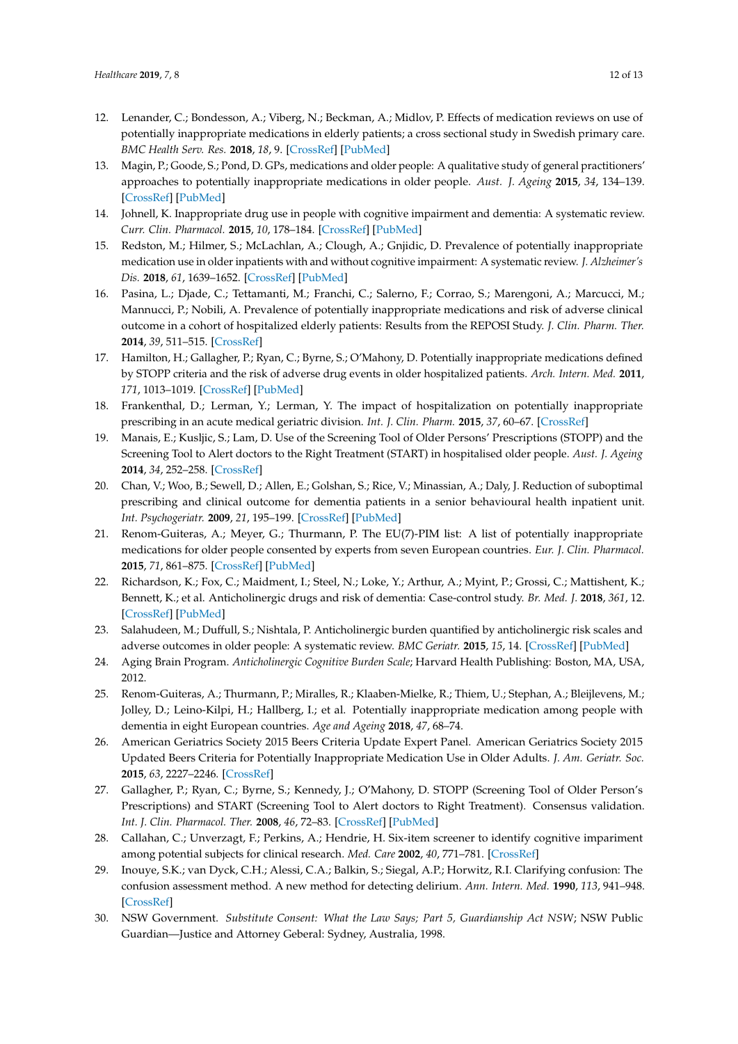12. Lenander, C.; Bondesson, A.; Viberg, N.; Beckman, A.; Midlov, P. Effects of medication reviews on use of potentially inappropriate medications in elderly patients; a cross sectional study in Swedish primary care. *BMC Health Serv. Res.* **2018**, *18*, 9. [CrossRef] [PubMed]
13. Magin, P.; Goode, S.; Pond, D. GPs, medications and older people: A qualitative study of general practitioners' approaches to potentially inappropriate medications in older people. *Aust. J. Ageing* **2015**, *34*, 134–139. [CrossRef] [PubMed]
14. Johnell, K. Inappropriate drug use in people with cognitive impairment and dementia: A systematic review. *Curr. Clin. Pharmacol.* **2015**, *10*, 178–184. [CrossRef] [PubMed]
15. Redston, M.; Hilmer, S.; McLachlan, A.; Clough, A.; Gnjidic, D. Prevalence of potentially inappropriate medication use in older inpatients with and without cognitive impairment: A systematic review. *J. Alzheimer's Dis.* **2018**, *61*, 1639–1652. [CrossRef] [PubMed]
16. Pasina, L.; Djade, C.; Tettamanti, M.; Franchi, C.; Salerno, F.; Corrao, S.; Marengoni, A.; Marcucci, M.; Mannucci, P.; Nobili, A. Prevalence of potentially inappropriate medications and risk of adverse clinical outcome in a cohort of hospitalized elderly patients: Results from the REPOSI Study. *J. Clin. Pharm. Ther.* **2014**, *39*, 511–515. [CrossRef]
17. Hamilton, H.; Gallagher, P.; Ryan, C.; Byrne, S.; O'Mahony, D. Potentially inappropriate medications defined by STOPP criteria and the risk of adverse drug events in older hospitalized patients. *Arch. Intern. Med.* **2011**, *171*, 1013–1019. [CrossRef] [PubMed]
18. Frankenthal, D.; Lerman, Y.; Lerman, Y. The impact of hospitalization on potentially inappropriate prescribing in an acute medical geriatric division. *Int. J. Clin. Pharm.* **2015**, *37*, 60–67. [CrossRef]
19. Manais, E.; Kusljic, S.; Lam, D. Use of the Screening Tool of Older Persons' Prescriptions (STOPP) and the Screening Tool to Alert doctors to the Right Treatment (START) in hospitalised older people. *Aust. J. Ageing* **2014**, *34*, 252–258. [CrossRef]
20. Chan, V.; Woo, B.; Sewell, D.; Allen, E.; Golshan, S.; Rice, V.; Minassian, A.; Daly, J. Reduction of suboptimal prescribing and clinical outcome for dementia patients in a senior behavioural health inpatient unit. *Int. Psychogeriatr.* **2009**, *21*, 195–199. [CrossRef] [PubMed]
21. Renom-Guiteras, A.; Meyer, G.; Thurmann, P. The EU(7)-PIM list: A list of potentially inappropriate medications for older people consented by experts from seven European countries. *Eur. J. Clin. Pharmacol.* **2015**, *71*, 861–875. [CrossRef] [PubMed]
22. Richardson, K.; Fox, C.; Maidment, I.; Steel, N.; Loke, Y.; Arthur, A.; Myint, P.; Grossi, C.; Mattishent, K.; Bennett, K.; et al. Anticholinergic drugs and risk of dementia: Case-control study. *Br. Med. J.* **2018**, *361*, 12. [CrossRef] [PubMed]
23. Salahudeen, M.; Duffull, S.; Nishtala, P. Anticholinergic burden quantified by anticholinergic risk scales and adverse outcomes in older people: A systematic review. *BMC Geriatr.* **2015**, *15*, 14. [CrossRef] [PubMed]
24. Aging Brain Program. *Anticholinergic Cognitive Burden Scale*; Harvard Health Publishing: Boston, MA, USA, 2012.
25. Renom-Guiteras, A.; Thurmann, P.; Miralles, R.; Klaaben-Mielke, R.; Thiem, U.; Stephan, A.; Bleijlevens, M.; Jolley, D.; Leino-Kilpi, H.; Hallberg, I.; et al. Potentially inappropriate medication among people with dementia in eight European countries. *Age and Ageing* **2018**, *47*, 68–74.
26. American Geriatrics Society 2015 Beers Criteria Update Expert Panel. American Geriatrics Society 2015 Updated Beers Criteria for Potentially Inappropriate Medication Use in Older Adults. *J. Am. Geriatr. Soc.* **2015**, *63*, 2227–2246. [CrossRef]
27. Gallagher, P.; Ryan, C.; Byrne, S.; Kennedy, J.; O'Mahony, D. STOPP (Screening Tool of Older Person's Prescriptions) and START (Screening Tool to Alert doctors to Right Treatment). Consensus validation. *Int. J. Clin. Pharmacol. Ther.* **2008**, *46*, 72–83. [CrossRef] [PubMed]
28. Callahan, C.; Unverzagt, F.; Perkins, A.; Hendrie, H. Six-item screener to identify cognitive impariment among potential subjects for clinical research. *Med. Care* **2002**, *40*, 771–781. [CrossRef]
29. Inouye, S.K.; van Dyck, C.H.; Alessi, C.A.; Balkin, S.; Siegal, A.P.; Horwitz, R.I. Clarifying confusion: The confusion assessment method. A new method for detecting delirium. *Ann. Intern. Med.* **1990**, *113*, 941–948. [CrossRef]
30. NSW Government. *Substitute Consent: What the Law Says; Part 5, Guardianship Act NSW*; NSW Public Guardian—Justice and Attorney General: Sydney, Australia, 1998.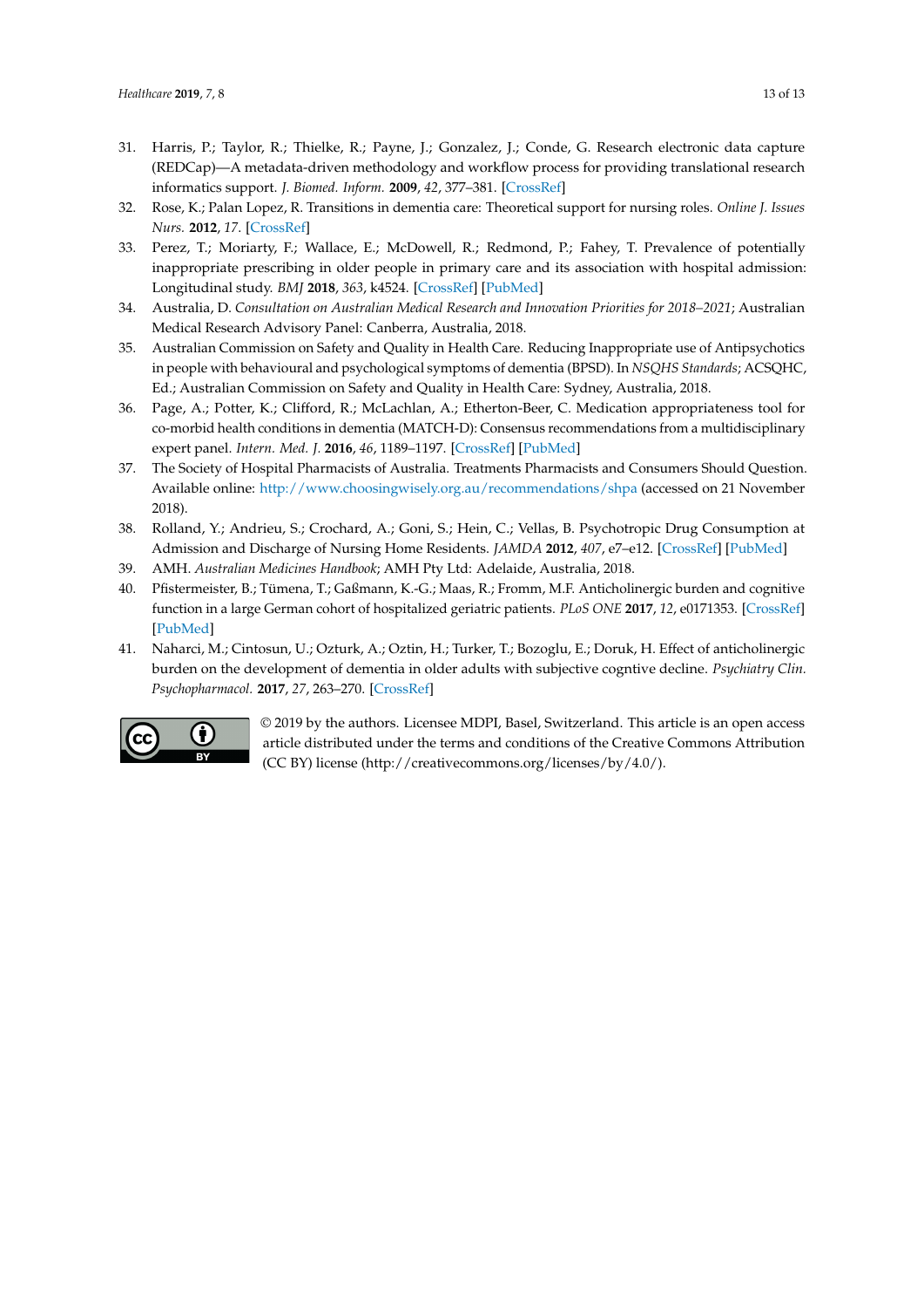31. Harris, P.; Taylor, R.; Thielke, R.; Payne, J.; Gonzalez, J.; Conde, G. Research electronic data capture (REDCap)—A metadata-driven methodology and workflow process for providing translational research informatics support. *J. Biomed. Inform.* **2009**, *42*, 377–381. [CrossRef]
32. Rose, K.; Palan Lopez, R. Transitions in dementia care: Theoretical support for nursing roles. *Online J. Issues Nurs.* **2012**, *17*. [CrossRef]
33. Perez, T.; Moriarty, F.; Wallace, E.; McDowell, R.; Redmond, P.; Fahey, T. Prevalence of potentially inappropriate prescribing in older people in primary care and its association with hospital admission: Longitudinal study. *BMJ* **2018**, *363*, k4524. [CrossRef] [PubMed]
34. Australia, D. *Consultation on Australian Medical Research and Innovation Priorities for 2018–2021*; Australian Medical Research Advisory Panel: Canberra, Australia, 2018.
35. Australian Commission on Safety and Quality in Health Care. Reducing Inappropriate use of Antipsychotics in people with behavioural and psychological symptoms of dementia (BPSD). In *NSQHS Standards*; ACSQHC, Ed.; Australian Commission on Safety and Quality in Health Care: Sydney, Australia, 2018.
36. Page, A.; Potter, K.; Clifford, R.; McLachlan, A.; Etherton-Beer, C. Medication appropriateness tool for co-morbid health conditions in dementia (MATCH-D): Consensus recommendations from a multidisciplinary expert panel. *Intern. Med. J.* **2016**, *46*, 1189–1197. [CrossRef] [PubMed]
37. The Society of Hospital Pharmacists of Australia. Treatments Pharmacists and Consumers Should Question. Available online: http://www.choosingwisely.org.au/recommendations/shpa (accessed on 21 November 2018).
38. Rolland, Y.; Andrieu, S.; Crochard, A.; Goni, S.; Hein, C.; Vellas, B. Psychotropic Drug Consumption at Admission and Discharge of Nursing Home Residents. *JAMDA* **2012**, *407*, e7–e12. [CrossRef] [PubMed]
39. AMH. *Australian Medicines Handbook*; AMH Pty Ltd: Adelaide, Australia, 2018.
40. Pfistermeister, B.; Tümena, T.; Gaßmann, K.-G.; Maas, R.; Fromm, M.F. Anticholinergic burden and cognitive function in a large German cohort of hospitalized geriatric patients. *PLoS ONE* **2017**, *12*, e0171353. [CrossRef] [PubMed]
41. Naharci, M.; Cintosun, U.; Ozturk, A.; Oztin, H.; Turker, T.; Bozoglu, E.; Doruk, H. Effect of anticholinergic burden on the development of dementia in older adults with subjective cogntive decline. *Psychiatry Clin. Psychopharmacol.* **2017**, *27*, 263–270. [CrossRef]

© 2019 by the authors. Licensee MDPI, Basel, Switzerland. This article is an open access article distributed under the terms and conditions of the Creative Commons Attribution (CC BY) license (http://creativecommons.org/licenses/by/4.0/).